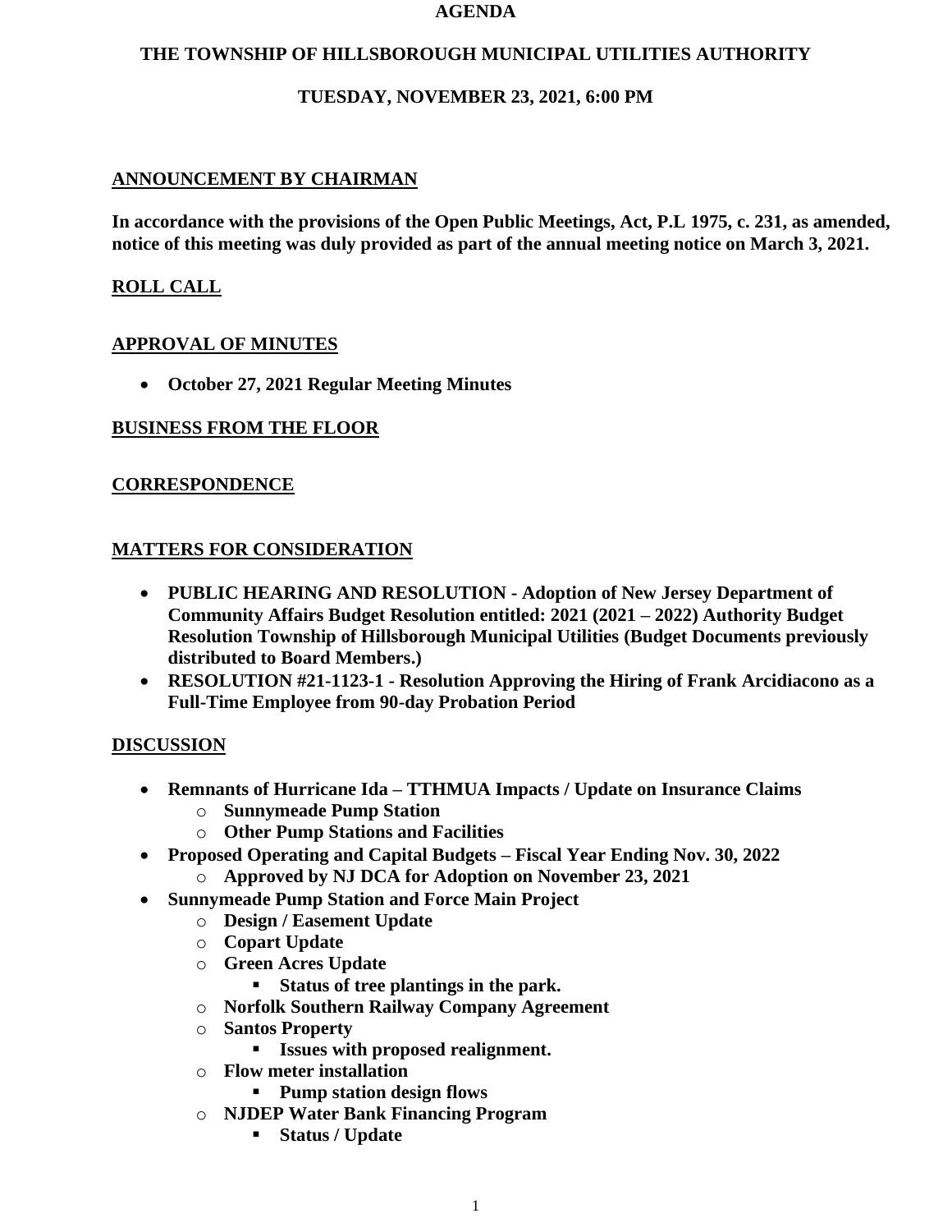**AGENDA**

**THE TOWNSHIP OF HILLSBOROUGH MUNICIPAL UTILITIES AUTHORITY**

**TUESDAY, NOVEMBER 23, 2021, 6:00 PM**

## ANNOUNCEMENT BY CHAIRMAN

**In accordance with the provisions of the Open Public Meetings, Act, P.L 1975, c. 231, as amended, notice of this meeting was duly provided as part of the annual meeting notice on March 3, 2021.**

## ROLL CALL

## APPROVAL OF MINUTES

- **October 27, 2021 Regular Meeting Minutes**

## BUSINESS FROM THE FLOOR

## CORRESPONDENCE

## MATTERS FOR CONSIDERATION

- **PUBLIC HEARING AND RESOLUTION - Adoption of New Jersey Department of Community Affairs Budget Resolution entitled: 2021 (2021 – 2022) Authority Budget Resolution Township of Hillsborough Municipal Utilities (Budget Documents previously distributed to Board Members.)**
- **RESOLUTION #21-1123-1 - Resolution Approving the Hiring of Frank Arcidiacono as a Full-Time Employee from 90-day Probation Period**

## DISCUSSION

- **Remnants of Hurricane Ida – TTHMUA Impacts / Update on Insurance Claims**
  - **Sunnymeade Pump Station**
  - **Other Pump Stations and Facilities**
- **Proposed Operating and Capital Budgets – Fiscal Year Ending Nov. 30, 2022**
  - **Approved by NJ DCA for Adoption on November 23, 2021**
- **Sunnymeade Pump Station and Force Main Project**
  - **Design / Easement Update**
  - **Copart Update**
  - **Green Acres Update**
    - **Status of tree plantings in the park.**
  - **Norfolk Southern Railway Company Agreement**
  - **Santos Property**
    - **Issues with proposed realignment.**
  - **Flow meter installation**
    - **Pump station design flows**
  - **NJDEP Water Bank Financing Program**
    - **Status / Update**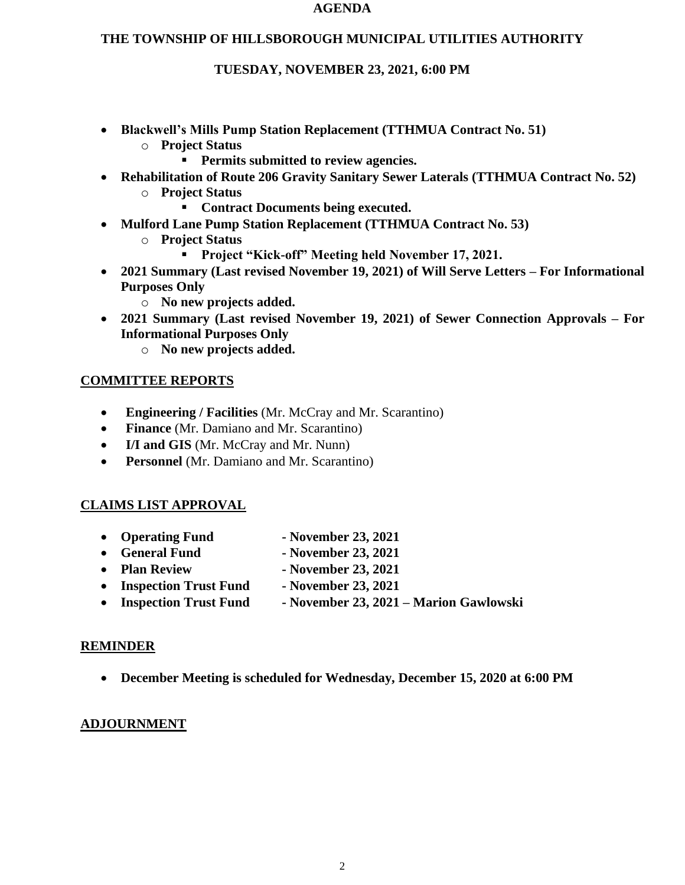**AGENDA**

**THE TOWNSHIP OF HILLSBOROUGH MUNICIPAL UTILITIES AUTHORITY**

**TUESDAY, NOVEMBER 23, 2021, 6:00 PM**

- **Blackwell's Mills Pump Station Replacement (TTHMUA Contract No. 51)**
  - **Project Status**
    - **Permits submitted to review agencies.**
- **Rehabilitation of Route 206 Gravity Sanitary Sewer Laterals (TTHMUA Contract No. 52)**
  - **Project Status**
    - **Contract Documents being executed.**
- **Mulford Lane Pump Station Replacement (TTHMUA Contract No. 53)**
  - **Project Status**
    - **Project "Kick-off" Meeting held November 17, 2021.**
- **2021 Summary (Last revised November 19, 2021) of Will Serve Letters – For Informational Purposes Only**
  - **No new projects added.**
- **2021 Summary (Last revised November 19, 2021) of Sewer Connection Approvals – For Informational Purposes Only**
  - **No new projects added.**

## COMMITTEE REPORTS

- **Engineering / Facilities** (Mr. McCray and Mr. Scarantino)
- **Finance** (Mr. Damiano and Mr. Scarantino)
- **I/I and GIS** (Mr. McCray and Mr. Nunn)
- **Personnel** (Mr. Damiano and Mr. Scarantino)

## CLAIMS LIST APPROVAL

- **Operating Fund - November 23, 2021**
- **General Fund - November 23, 2021**
- **Plan Review - November 23, 2021**
- **Inspection Trust Fund - November 23, 2021**
- **Inspection Trust Fund - November 23, 2021 – Marion Gawlowski**

## REMINDER

- **December Meeting is scheduled for Wednesday, December 15, 2020 at 6:00 PM**

## ADJOURNMENT